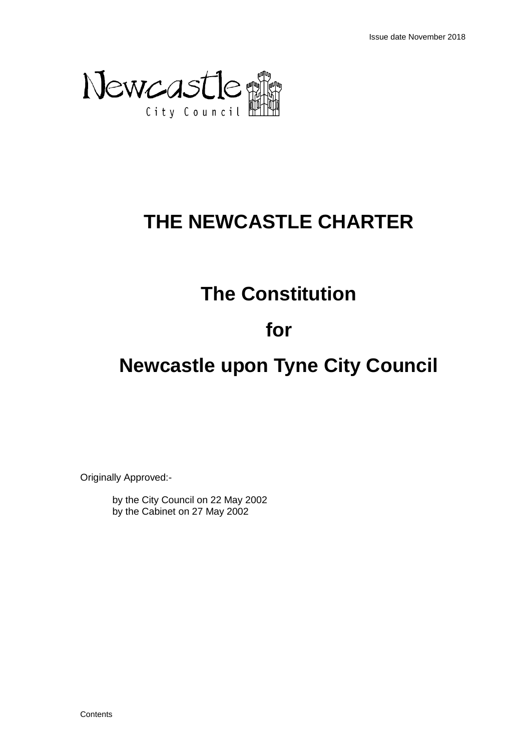Issue date November 2018

Newcastle City Council

# THE NEWCASTLE CHARTER

## The Constitution

## for

## Newcastle upon Tyne City Council

Originally Approved:-

by the City Council on 22 May 2002
by the Cabinet on 27 May 2002

Contents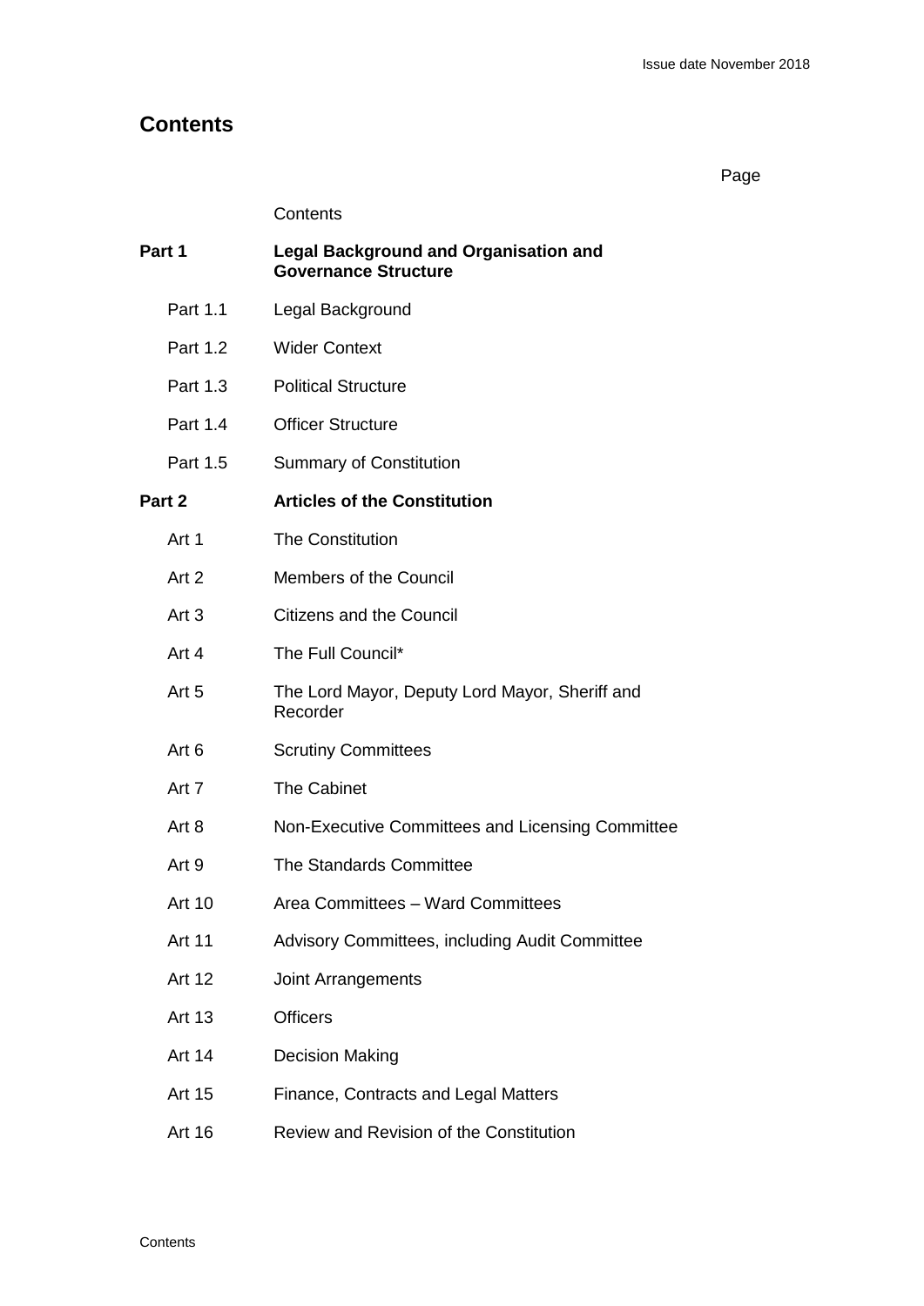## Contents

| | | Page |
|---|---|---|
| | Contents | |
| **Part 1** | **Legal Background and Organisation and Governance Structure** | |
| Part 1.1 | Legal Background | |
| Part 1.2 | Wider Context | |
| Part 1.3 | Political Structure | |
| Part 1.4 | Officer Structure | |
| Part 1.5 | Summary of Constitution | |
| **Part 2** | **Articles of the Constitution** | |
| Art 1 | The Constitution | |
| Art 2 | Members of the Council | |
| Art 3 | Citizens and the Council | |
| Art 4 | The Full Council* | |
| Art 5 | The Lord Mayor, Deputy Lord Mayor, Sheriff and Recorder | |
| Art 6 | Scrutiny Committees | |
| Art 7 | The Cabinet | |
| Art 8 | Non-Executive Committees and Licensing Committee | |
| Art 9 | The Standards Committee | |
| Art 10 | Area Committees – Ward Committees | |
| Art 11 | Advisory Committees, including Audit Committee | |
| Art 12 | Joint Arrangements | |
| Art 13 | Officers | |
| Art 14 | Decision Making | |
| Art 15 | Finance, Contracts and Legal Matters | |
| Art 16 | Review and Revision of the Constitution | |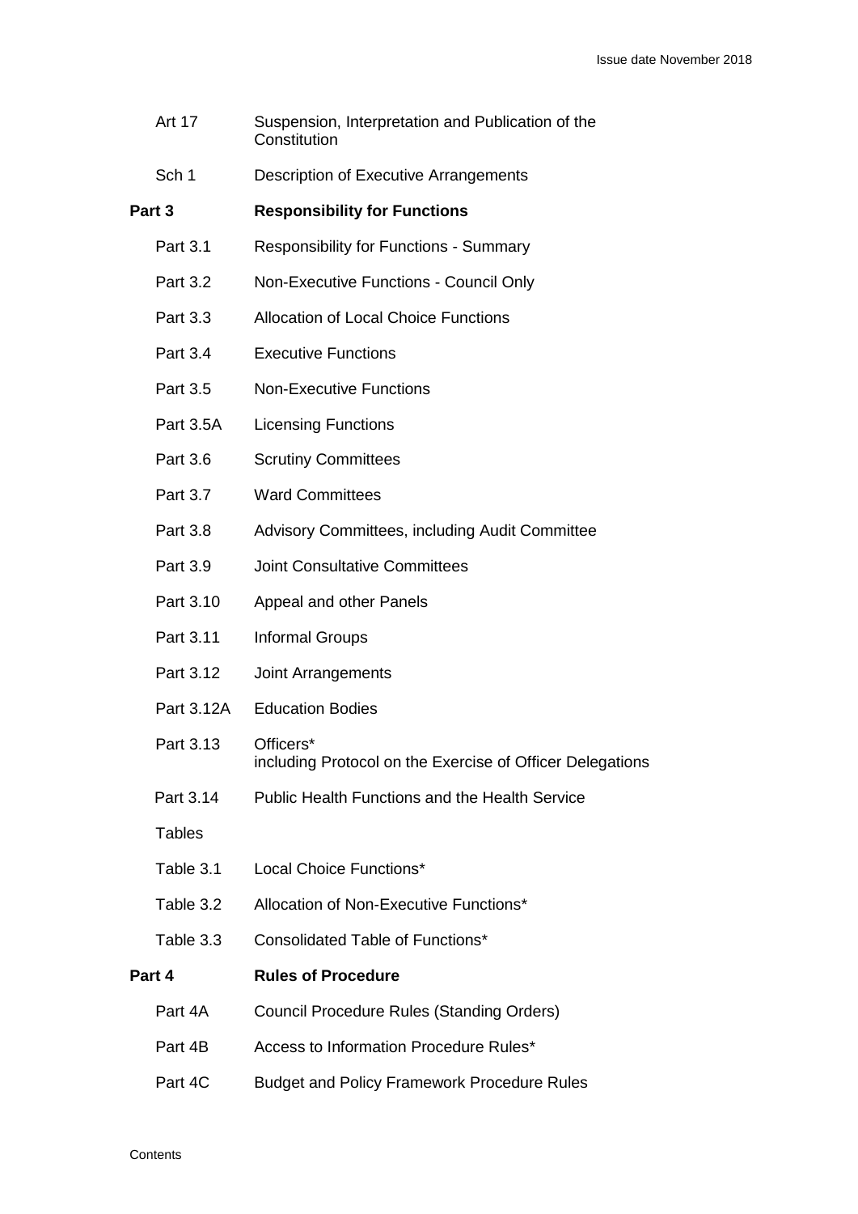| | |
|---|---|
| Art 17 | Suspension, Interpretation and Publication of the Constitution |
| Sch 1 | Description of Executive Arrangements |
| **Part 3** | **Responsibility for Functions** |
| Part 3.1 | Responsibility for Functions - Summary |
| Part 3.2 | Non-Executive Functions - Council Only |
| Part 3.3 | Allocation of Local Choice Functions |
| Part 3.4 | Executive Functions |
| Part 3.5 | Non-Executive Functions |
| Part 3.5A | Licensing Functions |
| Part 3.6 | Scrutiny Committees |
| Part 3.7 | Ward Committees |
| Part 3.8 | Advisory Committees, including Audit Committee |
| Part 3.9 | Joint Consultative Committees |
| Part 3.10 | Appeal and other Panels |
| Part 3.11 | Informal Groups |
| Part 3.12 | Joint Arrangements |
| Part 3.12A | Education Bodies |
| Part 3.13 | Officers* including Protocol on the Exercise of Officer Delegations |
| Part 3.14 | Public Health Functions and the Health Service |
| Tables | |
| Table 3.1 | Local Choice Functions* |
| Table 3.2 | Allocation of Non-Executive Functions* |
| Table 3.3 | Consolidated Table of Functions* |
| **Part 4** | **Rules of Procedure** |
| Part 4A | Council Procedure Rules (Standing Orders) |
| Part 4B | Access to Information Procedure Rules* |
| Part 4C | Budget and Policy Framework Procedure Rules |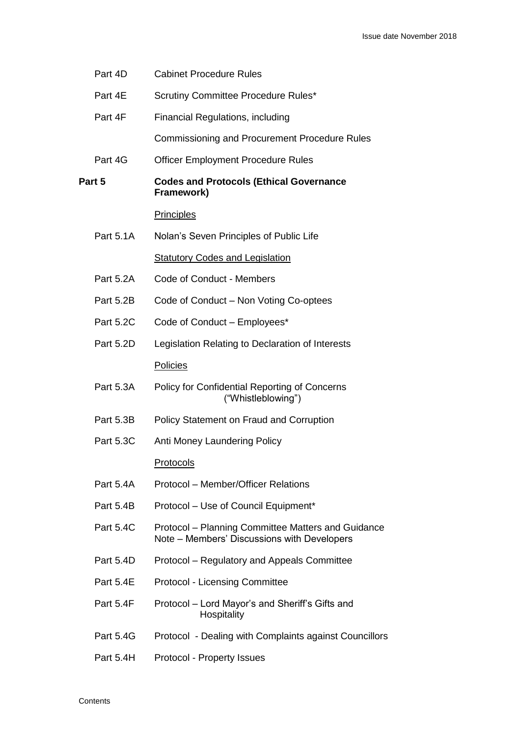| | |
|---|---|
| Part 4D | Cabinet Procedure Rules |
| Part 4E | Scrutiny Committee Procedure Rules* |
| Part 4F | Financial Regulations, including |
| | Commissioning and Procurement Procedure Rules |
| Part 4G | Officer Employment Procedure Rules |
| **Part 5** | **Codes and Protocols (Ethical Governance Framework)** |
| | Principles |
| Part 5.1A | Nolan's Seven Principles of Public Life |
| | Statutory Codes and Legislation |
| Part 5.2A | Code of Conduct - Members |
| Part 5.2B | Code of Conduct – Non Voting Co-optees |
| Part 5.2C | Code of Conduct – Employees* |
| Part 5.2D | Legislation Relating to Declaration of Interests |
| | Policies |
| Part 5.3A | Policy for Confidential Reporting of Concerns ("Whistleblowing") |
| Part 5.3B | Policy Statement on Fraud and Corruption |
| Part 5.3C | Anti Money Laundering Policy |
| | Protocols |
| Part 5.4A | Protocol – Member/Officer Relations |
| Part 5.4B | Protocol – Use of Council Equipment* |
| Part 5.4C | Protocol – Planning Committee Matters and Guidance Note – Members' Discussions with Developers |
| Part 5.4D | Protocol – Regulatory and Appeals Committee |
| Part 5.4E | Protocol - Licensing Committee |
| Part 5.4F | Protocol – Lord Mayor's and Sheriff's Gifts and Hospitality |
| Part 5.4G | Protocol - Dealing with Complaints against Councillors |
| Part 5.4H | Protocol - Property Issues |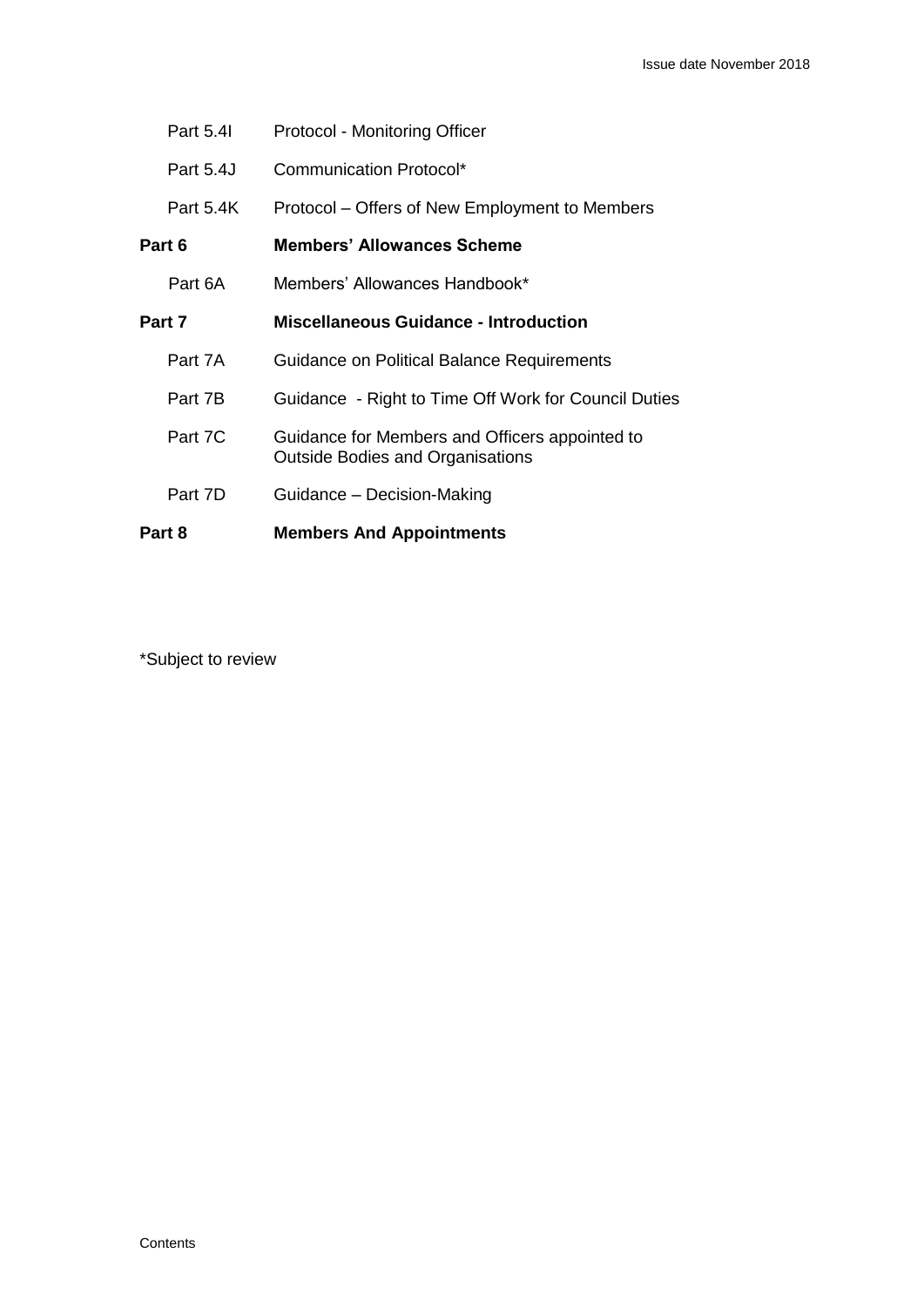| | |
|---|---|
| Part 5.4I | Protocol - Monitoring Officer |
| Part 5.4J | Communication Protocol* |
| Part 5.4K | Protocol – Offers of New Employment to Members |
| **Part 6** | **Members' Allowances Scheme** |
| Part 6A | Members' Allowances Handbook* |
| **Part 7** | **Miscellaneous Guidance - Introduction** |
| Part 7A | Guidance on Political Balance Requirements |
| Part 7B | Guidance - Right to Time Off Work for Council Duties |
| Part 7C | Guidance for Members and Officers appointed to Outside Bodies and Organisations |
| Part 7D | Guidance – Decision-Making |
| **Part 8** | **Members And Appointments** |

*Subject to review